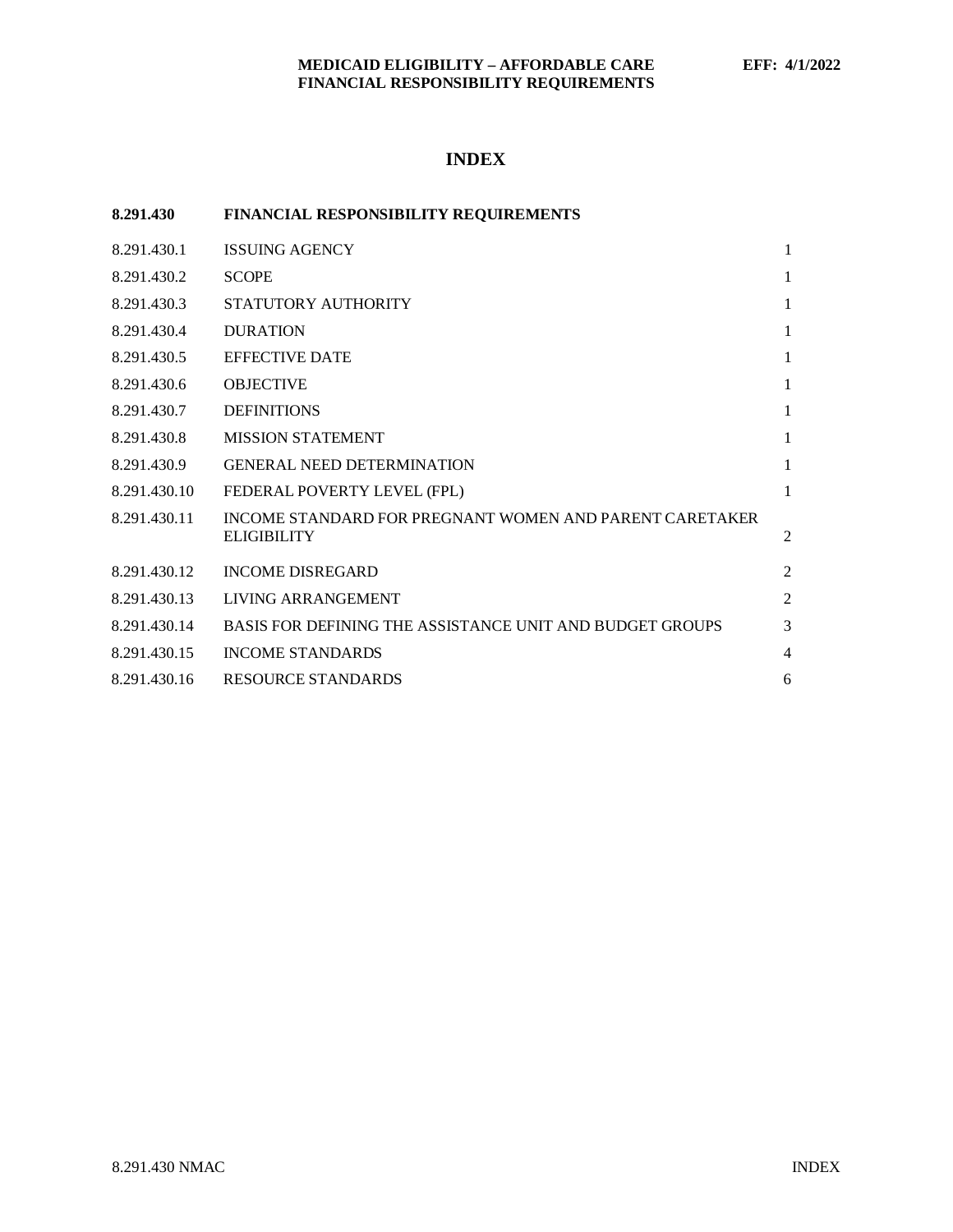# INDEX

| 8.291.430 | FINANCIAL RESPONSIBILITY REQUIREMENTS | |
|---|---|---|
| 8.291.430.1 | ISSUING AGENCY | 1 |
| 8.291.430.2 | SCOPE | 1 |
| 8.291.430.3 | STATUTORY AUTHORITY | 1 |
| 8.291.430.4 | DURATION | 1 |
| 8.291.430.5 | EFFECTIVE DATE | 1 |
| 8.291.430.6 | OBJECTIVE | 1 |
| 8.291.430.7 | DEFINITIONS | 1 |
| 8.291.430.8 | MISSION STATEMENT | 1 |
| 8.291.430.9 | GENERAL NEED DETERMINATION | 1 |
| 8.291.430.10 | FEDERAL POVERTY LEVEL (FPL) | 1 |
| 8.291.430.11 | INCOME STANDARD FOR PREGNANT WOMEN AND PARENT CARETAKER ELIGIBILITY | 2 |
| 8.291.430.12 | INCOME DISREGARD | 2 |
| 8.291.430.13 | LIVING ARRANGEMENT | 2 |
| 8.291.430.14 | BASIS FOR DEFINING THE ASSISTANCE UNIT AND BUDGET GROUPS | 3 |
| 8.291.430.15 | INCOME STANDARDS | 4 |
| 8.291.430.16 | RESOURCE STANDARDS | 6 |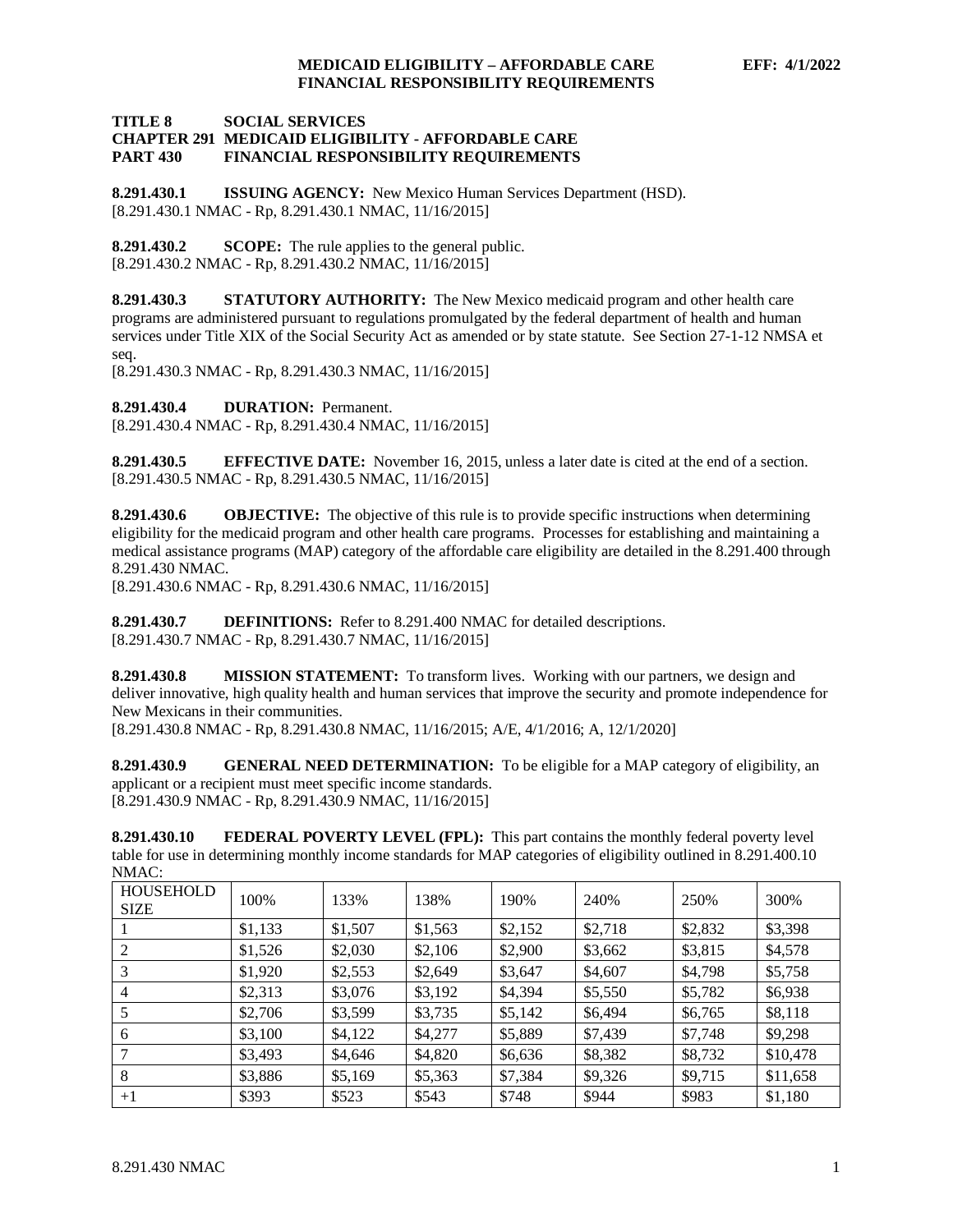**TITLE 8 SOCIAL SERVICES**
**CHAPTER 291 MEDICAID ELIGIBILITY - AFFORDABLE CARE**
**PART 430 FINANCIAL RESPONSIBILITY REQUIREMENTS**

**8.291.430.1 ISSUING AGENCY:** New Mexico Human Services Department (HSD).
[8.291.430.1 NMAC - Rp, 8.291.430.1 NMAC, 11/16/2015]

**8.291.430.2 SCOPE:** The rule applies to the general public.
[8.291.430.2 NMAC - Rp, 8.291.430.2 NMAC, 11/16/2015]

**8.291.430.3 STATUTORY AUTHORITY:** The New Mexico medicaid program and other health care programs are administered pursuant to regulations promulgated by the federal department of health and human services under Title XIX of the Social Security Act as amended or by state statute. See Section 27-1-12 NMSA et seq.
[8.291.430.3 NMAC - Rp, 8.291.430.3 NMAC, 11/16/2015]

**8.291.430.4 DURATION:** Permanent.
[8.291.430.4 NMAC - Rp, 8.291.430.4 NMAC, 11/16/2015]

**8.291.430.5 EFFECTIVE DATE:** November 16, 2015, unless a later date is cited at the end of a section.
[8.291.430.5 NMAC - Rp, 8.291.430.5 NMAC, 11/16/2015]

**8.291.430.6 OBJECTIVE:** The objective of this rule is to provide specific instructions when determining eligibility for the medicaid program and other health care programs. Processes for establishing and maintaining a medical assistance programs (MAP) category of the affordable care eligibility are detailed in the 8.291.400 through 8.291.430 NMAC.
[8.291.430.6 NMAC - Rp, 8.291.430.6 NMAC, 11/16/2015]

**8.291.430.7 DEFINITIONS:** Refer to 8.291.400 NMAC for detailed descriptions.
[8.291.430.7 NMAC - Rp, 8.291.430.7 NMAC, 11/16/2015]

**8.291.430.8 MISSION STATEMENT:** To transform lives. Working with our partners, we design and deliver innovative, high quality health and human services that improve the security and promote independence for New Mexicans in their communities.
[8.291.430.8 NMAC - Rp, 8.291.430.8 NMAC, 11/16/2015; A/E, 4/1/2016; A, 12/1/2020]

**8.291.430.9 GENERAL NEED DETERMINATION:** To be eligible for a MAP category of eligibility, an applicant or a recipient must meet specific income standards.
[8.291.430.9 NMAC - Rp, 8.291.430.9 NMAC, 11/16/2015]

**8.291.430.10 FEDERAL POVERTY LEVEL (FPL):** This part contains the monthly federal poverty level table for use in determining monthly income standards for MAP categories of eligibility outlined in 8.291.400.10 NMAC:

| HOUSEHOLD SIZE | 100% | 133% | 138% | 190% | 240% | 250% | 300% |
|---|---|---|---|---|---|---|---|
| 1 | $1,133 | $1,507 | $1,563 | $2,152 | $2,718 | $2,832 | $3,398 |
| 2 | $1,526 | $2,030 | $2,106 | $2,900 | $3,662 | $3,815 | $4,578 |
| 3 | $1,920 | $2,553 | $2,649 | $3,647 | $4,607 | $4,798 | $5,758 |
| 4 | $2,313 | $3,076 | $3,192 | $4,394 | $5,550 | $5,782 | $6,938 |
| 5 | $2,706 | $3,599 | $3,735 | $5,142 | $6,494 | $6,765 | $8,118 |
| 6 | $3,100 | $4,122 | $4,277 | $5,889 | $7,439 | $7,748 | $9,298 |
| 7 | $3,493 | $4,646 | $4,820 | $6,636 | $8,382 | $8,732 | $10,478 |
| 8 | $3,886 | $5,169 | $5,363 | $7,384 | $9,326 | $9,715 | $11,658 |
| +1 | $393 | $523 | $543 | $748 | $944 | $983 | $1,180 |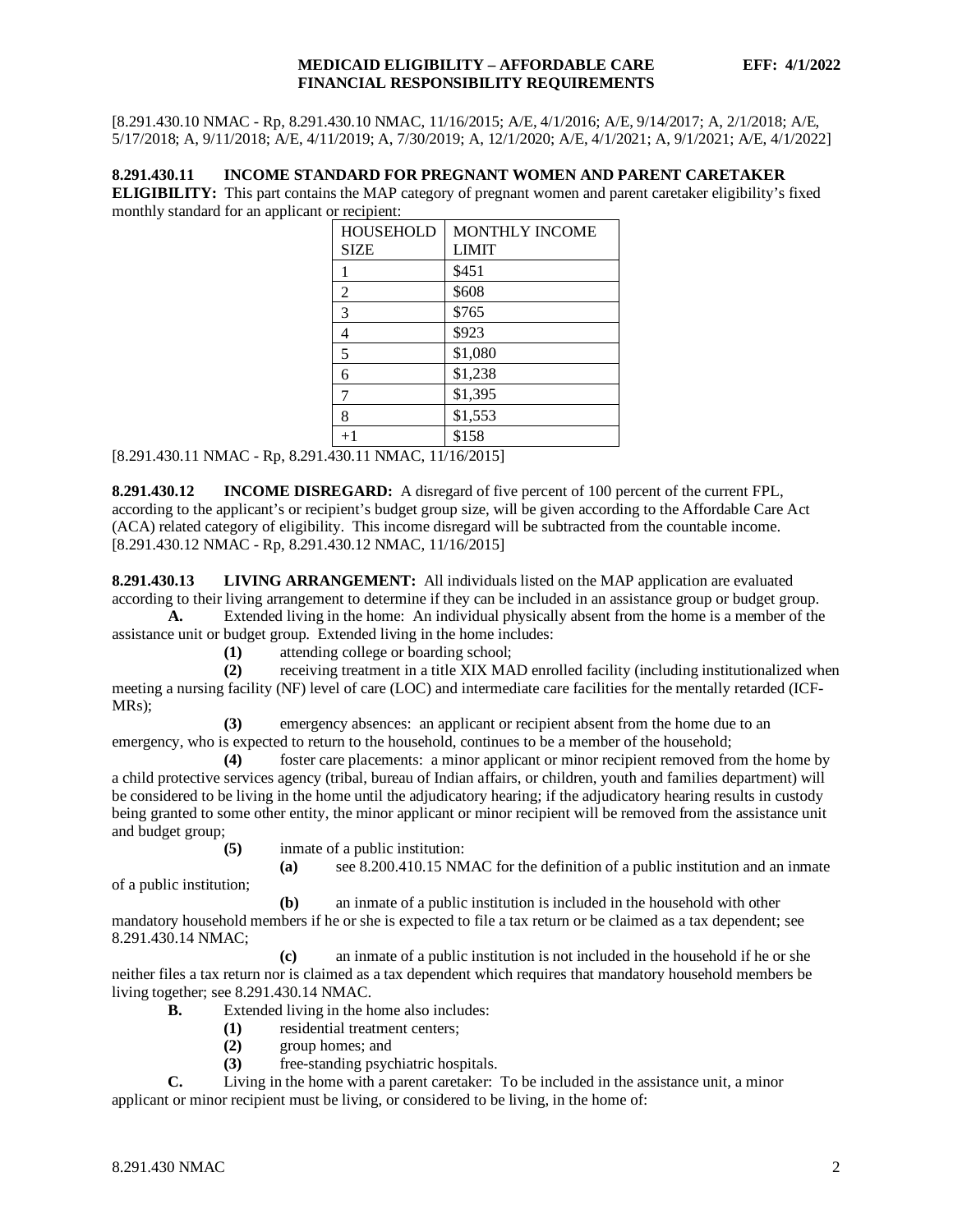[8.291.430.10 NMAC - Rp, 8.291.430.10 NMAC, 11/16/2015; A/E, 4/1/2016; A/E, 9/14/2017; A, 2/1/2018; A/E, 5/17/2018; A, 9/11/2018; A/E, 4/11/2019; A, 7/30/2019; A, 12/1/2020; A/E, 4/1/2021; A, 9/1/2021; A/E, 4/1/2022]

**8.291.430.11 INCOME STANDARD FOR PREGNANT WOMEN AND PARENT CARETAKER ELIGIBILITY:** This part contains the MAP category of pregnant women and parent caretaker eligibility's fixed monthly standard for an applicant or recipient:

| HOUSEHOLD SIZE | MONTHLY INCOME LIMIT |
|---|---|
| 1 | $451 |
| 2 | $608 |
| 3 | $765 |
| 4 | $923 |
| 5 | $1,080 |
| 6 | $1,238 |
| 7 | $1,395 |
| 8 | $1,553 |
| +1 | $158 |

[8.291.430.11 NMAC - Rp, 8.291.430.11 NMAC, 11/16/2015]

**8.291.430.12 INCOME DISREGARD:** A disregard of five percent of 100 percent of the current FPL, according to the applicant's or recipient's budget group size, will be given according to the Affordable Care Act (ACA) related category of eligibility. This income disregard will be subtracted from the countable income.
[8.291.430.12 NMAC - Rp, 8.291.430.12 NMAC, 11/16/2015]

**8.291.430.13 LIVING ARRANGEMENT:** All individuals listed on the MAP application are evaluated according to their living arrangement to determine if they can be included in an assistance group or budget group.

**A.** Extended living in the home: An individual physically absent from the home is a member of the assistance unit or budget group. Extended living in the home includes:

**(1)** attending college or boarding school;

**(2)** receiving treatment in a title XIX MAD enrolled facility (including institutionalized when meeting a nursing facility (NF) level of care (LOC) and intermediate care facilities for the mentally retarded (ICF-MRs);

**(3)** emergency absences: an applicant or recipient absent from the home due to an emergency, who is expected to return to the household, continues to be a member of the household;

**(4)** foster care placements: a minor applicant or minor recipient removed from the home by a child protective services agency (tribal, bureau of Indian affairs, or children, youth and families department) will be considered to be living in the home until the adjudicatory hearing; if the adjudicatory hearing results in custody being granted to some other entity, the minor applicant or minor recipient will be removed from the assistance unit and budget group;

**(5)** inmate of a public institution:

**(a)** see 8.200.410.15 NMAC for the definition of a public institution and an inmate of a public institution;

**(b)** an inmate of a public institution is included in the household with other mandatory household members if he or she is expected to file a tax return or be claimed as a tax dependent; see 8.291.430.14 NMAC;

**(c)** an inmate of a public institution is not included in the household if he or she neither files a tax return nor is claimed as a tax dependent which requires that mandatory household members be living together; see 8.291.430.14 NMAC.

**B.** Extended living in the home also includes:

**(1)** residential treatment centers;

**(2)** group homes; and

**(3)** free-standing psychiatric hospitals.

**C.** Living in the home with a parent caretaker: To be included in the assistance unit, a minor applicant or minor recipient must be living, or considered to be living, in the home of: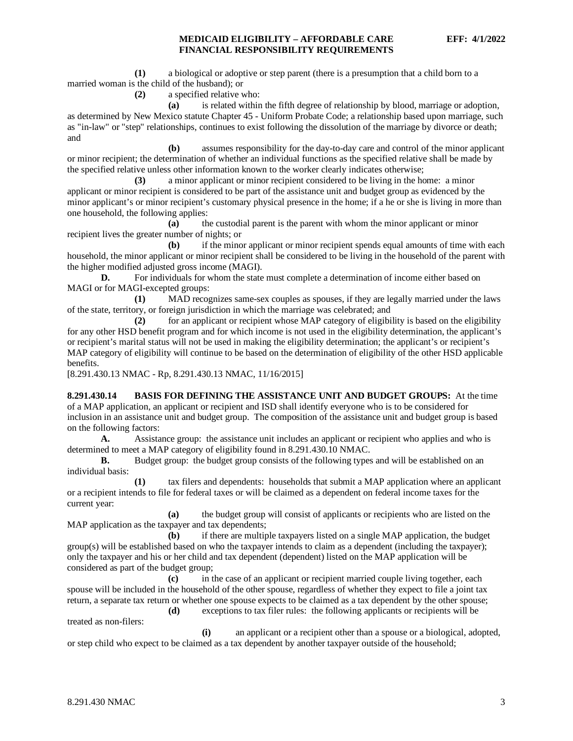**(1)** a biological or adoptive or step parent (there is a presumption that a child born to a married woman is the child of the husband); or

**(2)** a specified relative who:

**(a)** is related within the fifth degree of relationship by blood, marriage or adoption, as determined by New Mexico statute Chapter 45 - Uniform Probate Code; a relationship based upon marriage, such as "in-law" or "step" relationships, continues to exist following the dissolution of the marriage by divorce or death; and

**(b)** assumes responsibility for the day-to-day care and control of the minor applicant or minor recipient; the determination of whether an individual functions as the specified relative shall be made by the specified relative unless other information known to the worker clearly indicates otherwise;

**(3)** a minor applicant or minor recipient considered to be living in the home: a minor applicant or minor recipient is considered to be part of the assistance unit and budget group as evidenced by the minor applicant's or minor recipient's customary physical presence in the home; if a he or she is living in more than one household, the following applies:

**(a)** the custodial parent is the parent with whom the minor applicant or minor recipient lives the greater number of nights; or

**(b)** if the minor applicant or minor recipient spends equal amounts of time with each household, the minor applicant or minor recipient shall be considered to be living in the household of the parent with the higher modified adjusted gross income (MAGI).

**D.** For individuals for whom the state must complete a determination of income either based on MAGI or for MAGI-excepted groups:

**(1)** MAD recognizes same-sex couples as spouses, if they are legally married under the laws of the state, territory, or foreign jurisdiction in which the marriage was celebrated; and

**(2)** for an applicant or recipient whose MAP category of eligibility is based on the eligibility for any other HSD benefit program and for which income is not used in the eligibility determination, the applicant's or recipient's marital status will not be used in making the eligibility determination; the applicant's or recipient's MAP category of eligibility will continue to be based on the determination of eligibility of the other HSD applicable benefits.

[8.291.430.13 NMAC - Rp, 8.291.430.13 NMAC, 11/16/2015]

**8.291.430.14 BASIS FOR DEFINING THE ASSISTANCE UNIT AND BUDGET GROUPS:** At the time of a MAP application, an applicant or recipient and ISD shall identify everyone who is to be considered for inclusion in an assistance unit and budget group. The composition of the assistance unit and budget group is based on the following factors:

**A.** Assistance group: the assistance unit includes an applicant or recipient who applies and who is determined to meet a MAP category of eligibility found in 8.291.430.10 NMAC.

**B.** Budget group: the budget group consists of the following types and will be established on an individual basis:

**(1)** tax filers and dependents: households that submit a MAP application where an applicant or a recipient intends to file for federal taxes or will be claimed as a dependent on federal income taxes for the current year:

**(a)** the budget group will consist of applicants or recipients who are listed on the MAP application as the taxpayer and tax dependents;

**(b)** if there are multiple taxpayers listed on a single MAP application, the budget group(s) will be established based on who the taxpayer intends to claim as a dependent (including the taxpayer); only the taxpayer and his or her child and tax dependent (dependent) listed on the MAP application will be considered as part of the budget group;

**(c)** in the case of an applicant or recipient married couple living together, each spouse will be included in the household of the other spouse, regardless of whether they expect to file a joint tax return, a separate tax return or whether one spouse expects to be claimed as a tax dependent by the other spouse;

**(d)** exceptions to tax filer rules: the following applicants or recipients will be treated as non-filers:

**(i)** an applicant or a recipient other than a spouse or a biological, adopted, or step child who expect to be claimed as a tax dependent by another taxpayer outside of the household;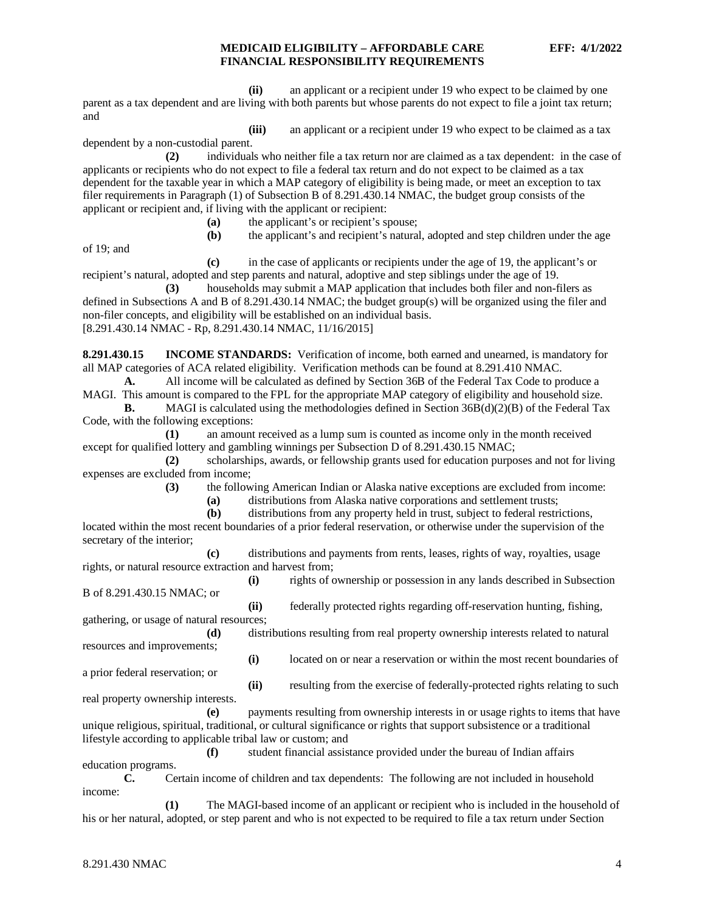**(ii)** an applicant or a recipient under 19 who expect to be claimed by one parent as a tax dependent and are living with both parents but whose parents do not expect to file a joint tax return; and

**(iii)** an applicant or a recipient under 19 who expect to be claimed as a tax dependent by a non-custodial parent.

**(2)** individuals who neither file a tax return nor are claimed as a tax dependent: in the case of applicants or recipients who do not expect to file a federal tax return and do not expect to be claimed as a tax dependent for the taxable year in which a MAP category of eligibility is being made, or meet an exception to tax filer requirements in Paragraph (1) of Subsection B of 8.291.430.14 NMAC, the budget group consists of the applicant or recipient and, if living with the applicant or recipient:

**(a)** the applicant's or recipient's spouse;

**(b)** the applicant's and recipient's natural, adopted and step children under the age of 19; and

**(c)** in the case of applicants or recipients under the age of 19, the applicant's or recipient's natural, adopted and step parents and natural, adoptive and step siblings under the age of 19.

**(3)** households may submit a MAP application that includes both filer and non-filers as defined in Subsections A and B of 8.291.430.14 NMAC; the budget group(s) will be organized using the filer and non-filer concepts, and eligibility will be established on an individual basis.

[8.291.430.14 NMAC - Rp, 8.291.430.14 NMAC, 11/16/2015]

**8.291.430.15 INCOME STANDARDS:** Verification of income, both earned and unearned, is mandatory for all MAP categories of ACA related eligibility. Verification methods can be found at 8.291.410 NMAC.

**A.** All income will be calculated as defined by Section 36B of the Federal Tax Code to produce a MAGI. This amount is compared to the FPL for the appropriate MAP category of eligibility and household size.

**B.** MAGI is calculated using the methodologies defined in Section 36B(d)(2)(B) of the Federal Tax Code, with the following exceptions:

**(1)** an amount received as a lump sum is counted as income only in the month received except for qualified lottery and gambling winnings per Subsection D of 8.291.430.15 NMAC;

**(2)** scholarships, awards, or fellowship grants used for education purposes and not for living expenses are excluded from income;

**(3)** the following American Indian or Alaska native exceptions are excluded from income:

**(a)** distributions from Alaska native corporations and settlement trusts;

**(b)** distributions from any property held in trust, subject to federal restrictions, located within the most recent boundaries of a prior federal reservation, or otherwise under the supervision of the secretary of the interior;

**(c)** distributions and payments from rents, leases, rights of way, royalties, usage rights, or natural resource extraction and harvest from;

**(i)** rights of ownership or possession in any lands described in Subsection B of 8.291.430.15 NMAC; or

**(ii)** federally protected rights regarding off-reservation hunting, fishing, gathering, or usage of natural resources;

**(d)** distributions resulting from real property ownership interests related to natural resources and improvements;

**(i)** located on or near a reservation or within the most recent boundaries of a prior federal reservation; or

**(ii)** resulting from the exercise of federally-protected rights relating to such real property ownership interests.

**(e)** payments resulting from ownership interests in or usage rights to items that have unique religious, spiritual, traditional, or cultural significance or rights that support subsistence or a traditional lifestyle according to applicable tribal law or custom; and

**(f)** student financial assistance provided under the bureau of Indian affairs education programs.

**C.** Certain income of children and tax dependents: The following are not included in household income:

**(1)** The MAGI-based income of an applicant or recipient who is included in the household of his or her natural, adopted, or step parent and who is not expected to be required to file a tax return under Section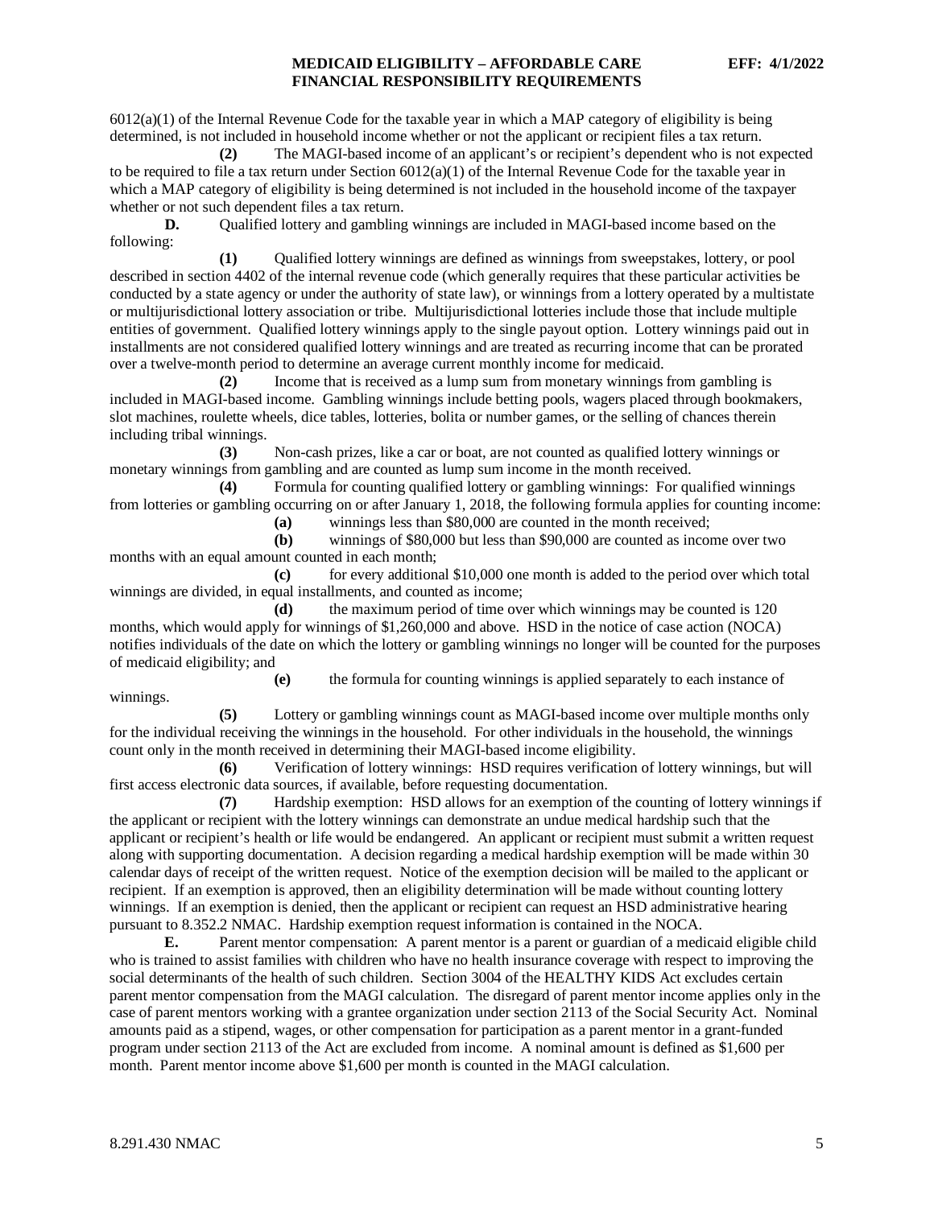6012(a)(1) of the Internal Revenue Code for the taxable year in which a MAP category of eligibility is being determined, is not included in household income whether or not the applicant or recipient files a tax return.

**(2)** The MAGI-based income of an applicant's or recipient's dependent who is not expected to be required to file a tax return under Section 6012(a)(1) of the Internal Revenue Code for the taxable year in which a MAP category of eligibility is being determined is not included in the household income of the taxpayer whether or not such dependent files a tax return.

**D.** Qualified lottery and gambling winnings are included in MAGI-based income based on the following:

**(1)** Qualified lottery winnings are defined as winnings from sweepstakes, lottery, or pool described in section 4402 of the internal revenue code (which generally requires that these particular activities be conducted by a state agency or under the authority of state law), or winnings from a lottery operated by a multistate or multijurisdictional lottery association or tribe. Multijurisdictional lotteries include those that include multiple entities of government. Qualified lottery winnings apply to the single payout option. Lottery winnings paid out in installments are not considered qualified lottery winnings and are treated as recurring income that can be prorated over a twelve-month period to determine an average current monthly income for medicaid.

**(2)** Income that is received as a lump sum from monetary winnings from gambling is included in MAGI-based income. Gambling winnings include betting pools, wagers placed through bookmakers, slot machines, roulette wheels, dice tables, lotteries, bolita or number games, or the selling of chances therein including tribal winnings.

**(3)** Non-cash prizes, like a car or boat, are not counted as qualified lottery winnings or monetary winnings from gambling and are counted as lump sum income in the month received.

**(4)** Formula for counting qualified lottery or gambling winnings: For qualified winnings from lotteries or gambling occurring on or after January 1, 2018, the following formula applies for counting income:

**(a)** winnings less than $80,000 are counted in the month received;

**(b)** winnings of $80,000 but less than $90,000 are counted as income over two months with an equal amount counted in each month;

**(c)** for every additional $10,000 one month is added to the period over which total winnings are divided, in equal installments, and counted as income;

**(d)** the maximum period of time over which winnings may be counted is 120 months, which would apply for winnings of $1,260,000 and above. HSD in the notice of case action (NOCA) notifies individuals of the date on which the lottery or gambling winnings no longer will be counted for the purposes of medicaid eligibility; and

**(e)** the formula for counting winnings is applied separately to each instance of winnings.

**(5)** Lottery or gambling winnings count as MAGI-based income over multiple months only for the individual receiving the winnings in the household. For other individuals in the household, the winnings count only in the month received in determining their MAGI-based income eligibility.

**(6)** Verification of lottery winnings: HSD requires verification of lottery winnings, but will first access electronic data sources, if available, before requesting documentation.

**(7)** Hardship exemption: HSD allows for an exemption of the counting of lottery winnings if the applicant or recipient with the lottery winnings can demonstrate an undue medical hardship such that the applicant or recipient's health or life would be endangered. An applicant or recipient must submit a written request along with supporting documentation. A decision regarding a medical hardship exemption will be made within 30 calendar days of receipt of the written request. Notice of the exemption decision will be mailed to the applicant or recipient. If an exemption is approved, then an eligibility determination will be made without counting lottery winnings. If an exemption is denied, then the applicant or recipient can request an HSD administrative hearing pursuant to 8.352.2 NMAC. Hardship exemption request information is contained in the NOCA.

**E.** Parent mentor compensation: A parent mentor is a parent or guardian of a medicaid eligible child who is trained to assist families with children who have no health insurance coverage with respect to improving the social determinants of the health of such children. Section 3004 of the HEALTHY KIDS Act excludes certain parent mentor compensation from the MAGI calculation. The disregard of parent mentor income applies only in the case of parent mentors working with a grantee organization under section 2113 of the Social Security Act. Nominal amounts paid as a stipend, wages, or other compensation for participation as a parent mentor in a grant-funded program under section 2113 of the Act are excluded from income. A nominal amount is defined as $1,600 per month. Parent mentor income above $1,600 per month is counted in the MAGI calculation.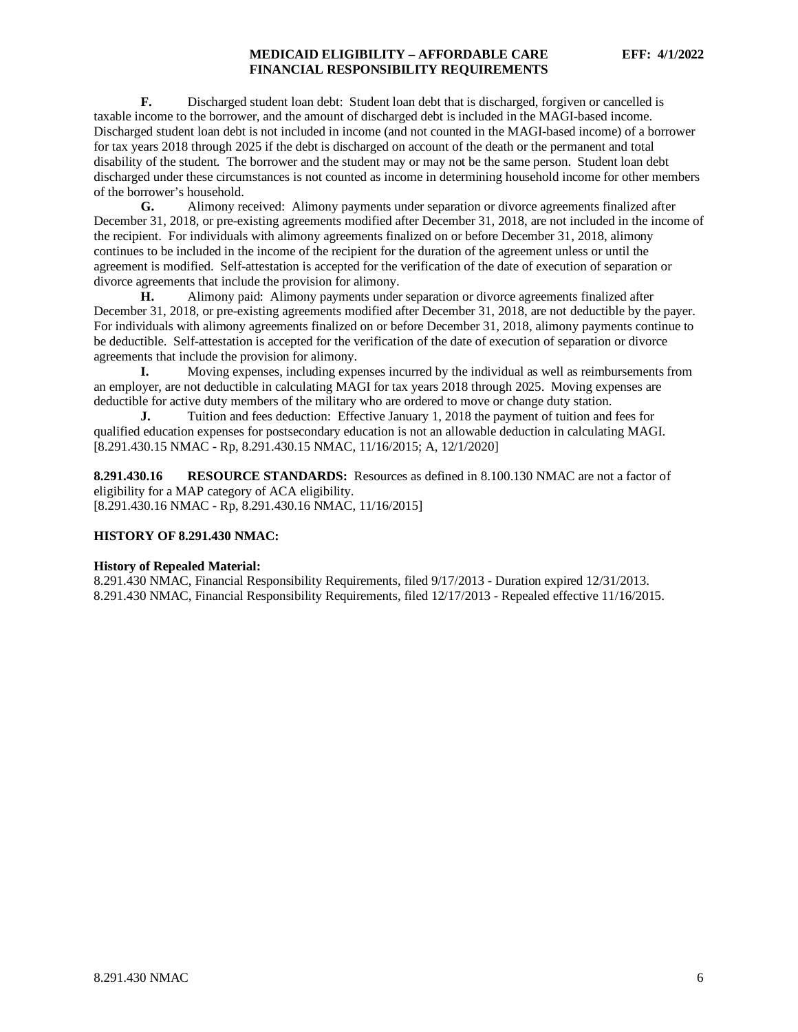**F.** Discharged student loan debt: Student loan debt that is discharged, forgiven or cancelled is taxable income to the borrower, and the amount of discharged debt is included in the MAGI-based income. Discharged student loan debt is not included in income (and not counted in the MAGI-based income) of a borrower for tax years 2018 through 2025 if the debt is discharged on account of the death or the permanent and total disability of the student. The borrower and the student may or may not be the same person. Student loan debt discharged under these circumstances is not counted as income in determining household income for other members of the borrower's household.

**G.** Alimony received: Alimony payments under separation or divorce agreements finalized after December 31, 2018, or pre-existing agreements modified after December 31, 2018, are not included in the income of the recipient. For individuals with alimony agreements finalized on or before December 31, 2018, alimony continues to be included in the income of the recipient for the duration of the agreement unless or until the agreement is modified. Self-attestation is accepted for the verification of the date of execution of separation or divorce agreements that include the provision for alimony.

**H.** Alimony paid: Alimony payments under separation or divorce agreements finalized after December 31, 2018, or pre-existing agreements modified after December 31, 2018, are not deductible by the payer. For individuals with alimony agreements finalized on or before December 31, 2018, alimony payments continue to be deductible. Self-attestation is accepted for the verification of the date of execution of separation or divorce agreements that include the provision for alimony.

**I.** Moving expenses, including expenses incurred by the individual as well as reimbursements from an employer, are not deductible in calculating MAGI for tax years 2018 through 2025. Moving expenses are deductible for active duty members of the military who are ordered to move or change duty station.

**J.** Tuition and fees deduction: Effective January 1, 2018 the payment of tuition and fees for qualified education expenses for postsecondary education is not an allowable deduction in calculating MAGI.
[8.291.430.15 NMAC - Rp, 8.291.430.15 NMAC, 11/16/2015; A, 12/1/2020]

**8.291.430.16 RESOURCE STANDARDS:** Resources as defined in 8.100.130 NMAC are not a factor of eligibility for a MAP category of ACA eligibility.
[8.291.430.16 NMAC - Rp, 8.291.430.16 NMAC, 11/16/2015]

**HISTORY OF 8.291.430 NMAC:**

**History of Repealed Material:**

8.291.430 NMAC, Financial Responsibility Requirements, filed 9/17/2013 - Duration expired 12/31/2013.
8.291.430 NMAC, Financial Responsibility Requirements, filed 12/17/2013 - Repealed effective 11/16/2015.